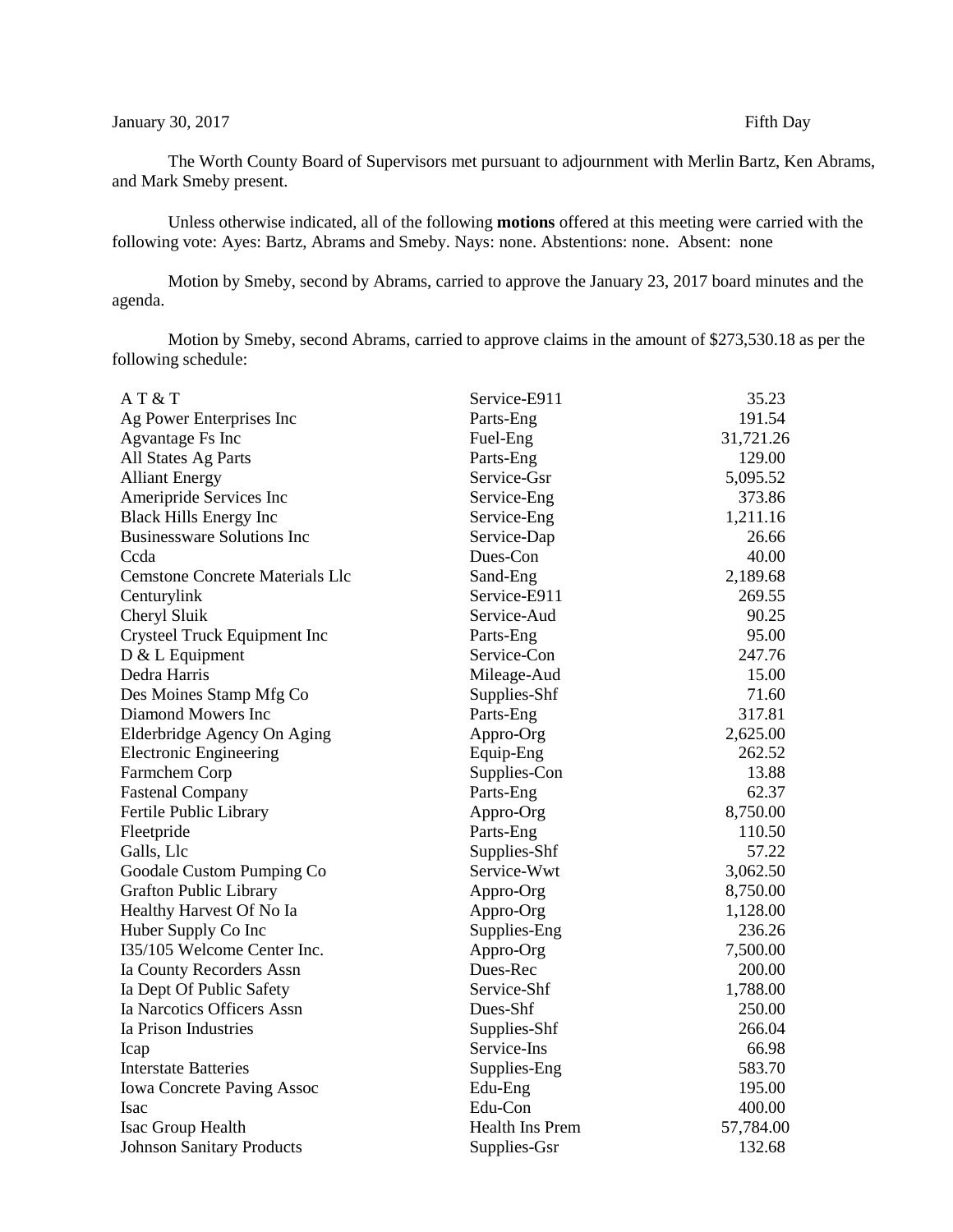January 30, 2017 Fifth Day

The Worth County Board of Supervisors met pursuant to adjournment with Merlin Bartz, Ken Abrams, and Mark Smeby present.

Unless otherwise indicated, all of the following **motions** offered at this meeting were carried with the following vote: Ayes: Bartz, Abrams and Smeby. Nays: none. Abstentions: none. Absent: none

Motion by Smeby, second by Abrams, carried to approve the January 23, 2017 board minutes and the agenda.

Motion by Smeby, second Abrams, carried to approve claims in the amount of $273,530.18 as per the following schedule:

| | | |
|---|---|---|
| A T & T | Service-E911 | 35.23 |
| Ag Power Enterprises Inc | Parts-Eng | 191.54 |
| Agvantage Fs Inc | Fuel-Eng | 31,721.26 |
| All States Ag Parts | Parts-Eng | 129.00 |
| Alliant Energy | Service-Gsr | 5,095.52 |
| Ameripride Services Inc | Service-Eng | 373.86 |
| Black Hills Energy Inc | Service-Eng | 1,211.16 |
| Businessware Solutions Inc | Service-Dap | 26.66 |
| Ccda | Dues-Con | 40.00 |
| Cemstone Concrete Materials Llc | Sand-Eng | 2,189.68 |
| Centurylink | Service-E911 | 269.55 |
| Cheryl Sluik | Service-Aud | 90.25 |
| Crysteel Truck Equipment Inc | Parts-Eng | 95.00 |
| D & L Equipment | Service-Con | 247.76 |
| Dedra Harris | Mileage-Aud | 15.00 |
| Des Moines Stamp Mfg Co | Supplies-Shf | 71.60 |
| Diamond Mowers Inc | Parts-Eng | 317.81 |
| Elderbridge Agency On Aging | Appro-Org | 2,625.00 |
| Electronic Engineering | Equip-Eng | 262.52 |
| Farmchem Corp | Supplies-Con | 13.88 |
| Fastenal Company | Parts-Eng | 62.37 |
| Fertile Public Library | Appro-Org | 8,750.00 |
| Fleetpride | Parts-Eng | 110.50 |
| Galls, Llc | Supplies-Shf | 57.22 |
| Goodale Custom Pumping Co | Service-Wwt | 3,062.50 |
| Grafton Public Library | Appro-Org | 8,750.00 |
| Healthy Harvest Of No Ia | Appro-Org | 1,128.00 |
| Huber Supply Co Inc | Supplies-Eng | 236.26 |
| I35/105 Welcome Center Inc. | Appro-Org | 7,500.00 |
| Ia County Recorders Assn | Dues-Rec | 200.00 |
| Ia Dept Of Public Safety | Service-Shf | 1,788.00 |
| Ia Narcotics Officers Assn | Dues-Shf | 250.00 |
| Ia Prison Industries | Supplies-Shf | 266.04 |
| Icap | Service-Ins | 66.98 |
| Interstate Batteries | Supplies-Eng | 583.70 |
| Iowa Concrete Paving Assoc | Edu-Eng | 195.00 |
| Isac | Edu-Con | 400.00 |
| Isac Group Health | Health Ins Prem | 57,784.00 |
| Johnson Sanitary Products | Supplies-Gsr | 132.68 |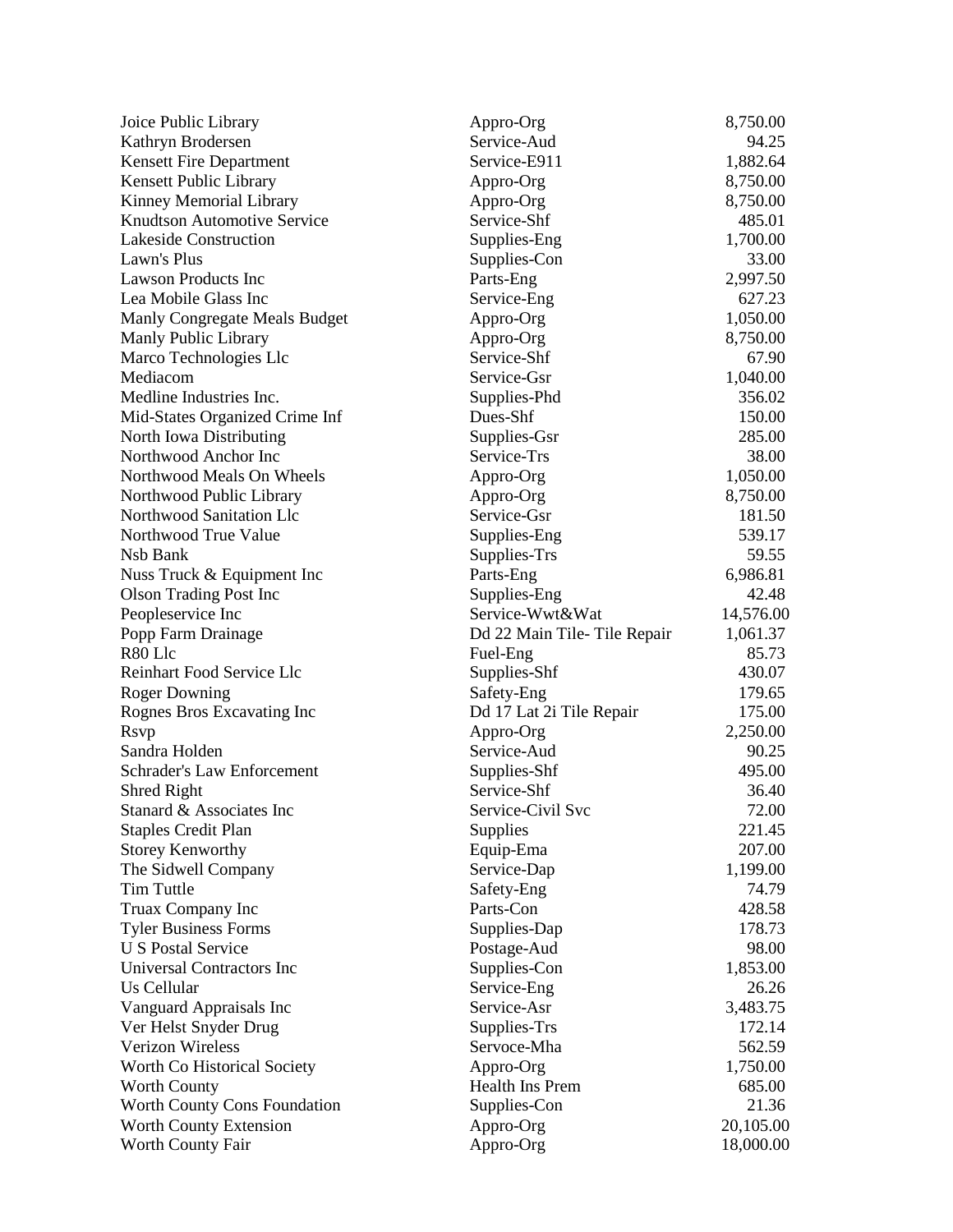| | | |
|---|---|---|
| Joice Public Library | Appro-Org | 8,750.00 |
| Kathryn Brodersen | Service-Aud | 94.25 |
| Kensett Fire Department | Service-E911 | 1,882.64 |
| Kensett Public Library | Appro-Org | 8,750.00 |
| Kinney Memorial Library | Appro-Org | 8,750.00 |
| Knudtson Automotive Service | Service-Shf | 485.01 |
| Lakeside Construction | Supplies-Eng | 1,700.00 |
| Lawn's Plus | Supplies-Con | 33.00 |
| Lawson Products Inc | Parts-Eng | 2,997.50 |
| Lea Mobile Glass Inc | Service-Eng | 627.23 |
| Manly Congregate Meals Budget | Appro-Org | 1,050.00 |
| Manly Public Library | Appro-Org | 8,750.00 |
| Marco Technologies Llc | Service-Shf | 67.90 |
| Mediacom | Service-Gsr | 1,040.00 |
| Medline Industries Inc. | Supplies-Phd | 356.02 |
| Mid-States Organized Crime Inf | Dues-Shf | 150.00 |
| North Iowa Distributing | Supplies-Gsr | 285.00 |
| Northwood Anchor Inc | Service-Trs | 38.00 |
| Northwood Meals On Wheels | Appro-Org | 1,050.00 |
| Northwood Public Library | Appro-Org | 8,750.00 |
| Northwood Sanitation Llc | Service-Gsr | 181.50 |
| Northwood True Value | Supplies-Eng | 539.17 |
| Nsb Bank | Supplies-Trs | 59.55 |
| Nuss Truck & Equipment Inc | Parts-Eng | 6,986.81 |
| Olson Trading Post Inc | Supplies-Eng | 42.48 |
| Peopleservice Inc | Service-Wwt&Wat | 14,576.00 |
| Popp Farm Drainage | Dd 22 Main Tile- Tile Repair | 1,061.37 |
| R80 Llc | Fuel-Eng | 85.73 |
| Reinhart Food Service Llc | Supplies-Shf | 430.07 |
| Roger Downing | Safety-Eng | 179.65 |
| Rognes Bros Excavating Inc | Dd 17 Lat 2i Tile Repair | 175.00 |
| Rsvp | Appro-Org | 2,250.00 |
| Sandra Holden | Service-Aud | 90.25 |
| Schrader's Law Enforcement | Supplies-Shf | 495.00 |
| Shred Right | Service-Shf | 36.40 |
| Stanard & Associates Inc | Service-Civil Svc | 72.00 |
| Staples Credit Plan | Supplies | 221.45 |
| Storey Kenworthy | Equip-Ema | 207.00 |
| The Sidwell Company | Service-Dap | 1,199.00 |
| Tim Tuttle | Safety-Eng | 74.79 |
| Truax Company Inc | Parts-Con | 428.58 |
| Tyler Business Forms | Supplies-Dap | 178.73 |
| U S Postal Service | Postage-Aud | 98.00 |
| Universal Contractors Inc | Supplies-Con | 1,853.00 |
| Us Cellular | Service-Eng | 26.26 |
| Vanguard Appraisals Inc | Service-Asr | 3,483.75 |
| Ver Helst Snyder Drug | Supplies-Trs | 172.14 |
| Verizon Wireless | Servoce-Mha | 562.59 |
| Worth Co Historical Society | Appro-Org | 1,750.00 |
| Worth County | Health Ins Prem | 685.00 |
| Worth County Cons Foundation | Supplies-Con | 21.36 |
| Worth County Extension | Appro-Org | 20,105.00 |
| Worth County Fair | Appro-Org | 18,000.00 |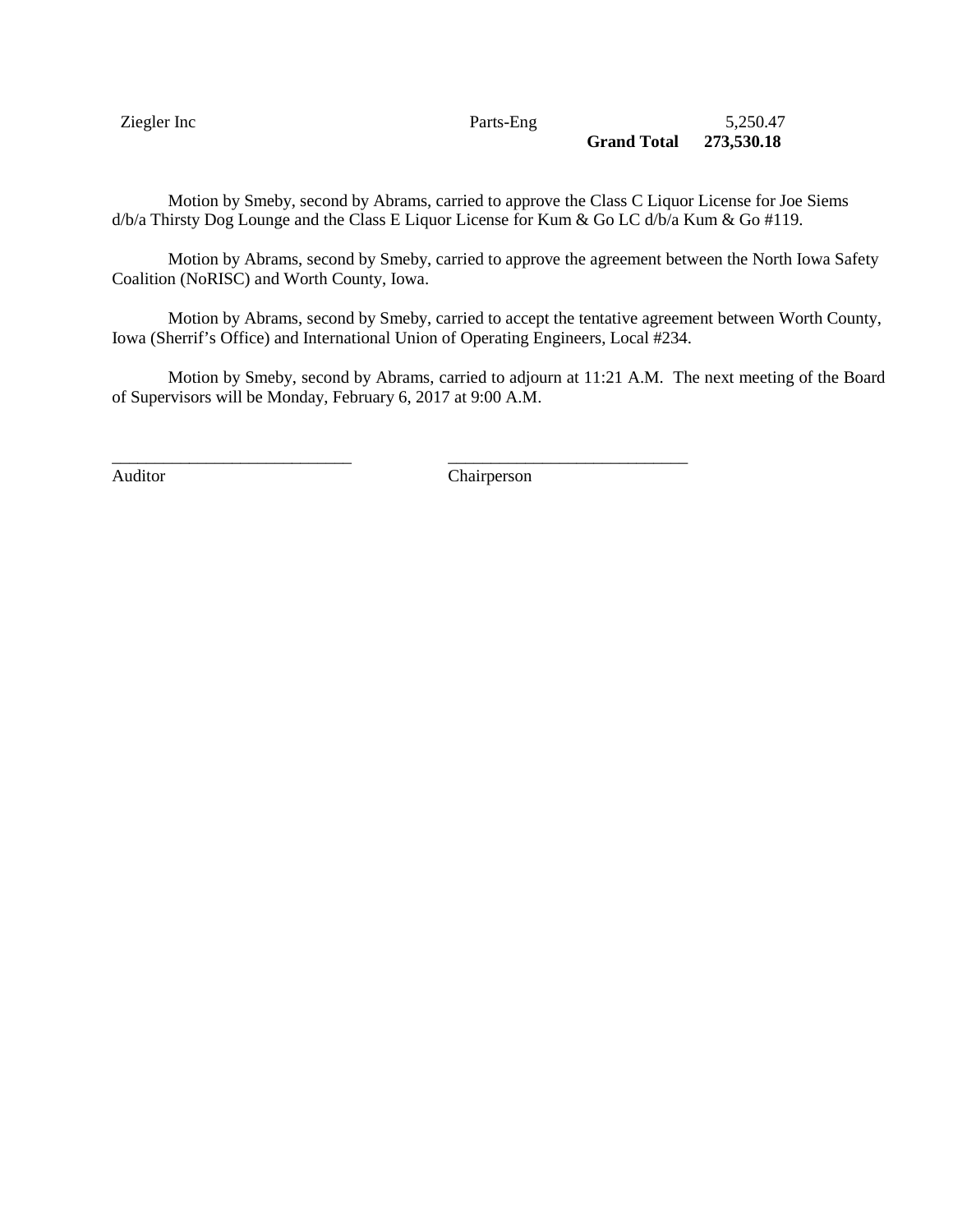| | | |
|---|---|---|
| Ziegler Inc | Parts-Eng | 5,250.47 |
| | **Grand Total** | **273,530.18** |

Motion by Smeby, second by Abrams, carried to approve the Class C Liquor License for Joe Siems d/b/a Thirsty Dog Lounge and the Class E Liquor License for Kum & Go LC d/b/a Kum & Go #119.

Motion by Abrams, second by Smeby, carried to approve the agreement between the North Iowa Safety Coalition (NoRISC) and Worth County, Iowa.

Motion by Abrams, second by Smeby, carried to accept the tentative agreement between Worth County, Iowa (Sherrif's Office) and International Union of Operating Engineers, Local #234.

Motion by Smeby, second by Abrams, carried to adjourn at 11:21 A.M. The next meeting of the Board of Supervisors will be Monday, February 6, 2017 at 9:00 A.M.

____________________________ ____________________________

Auditor Chairperson